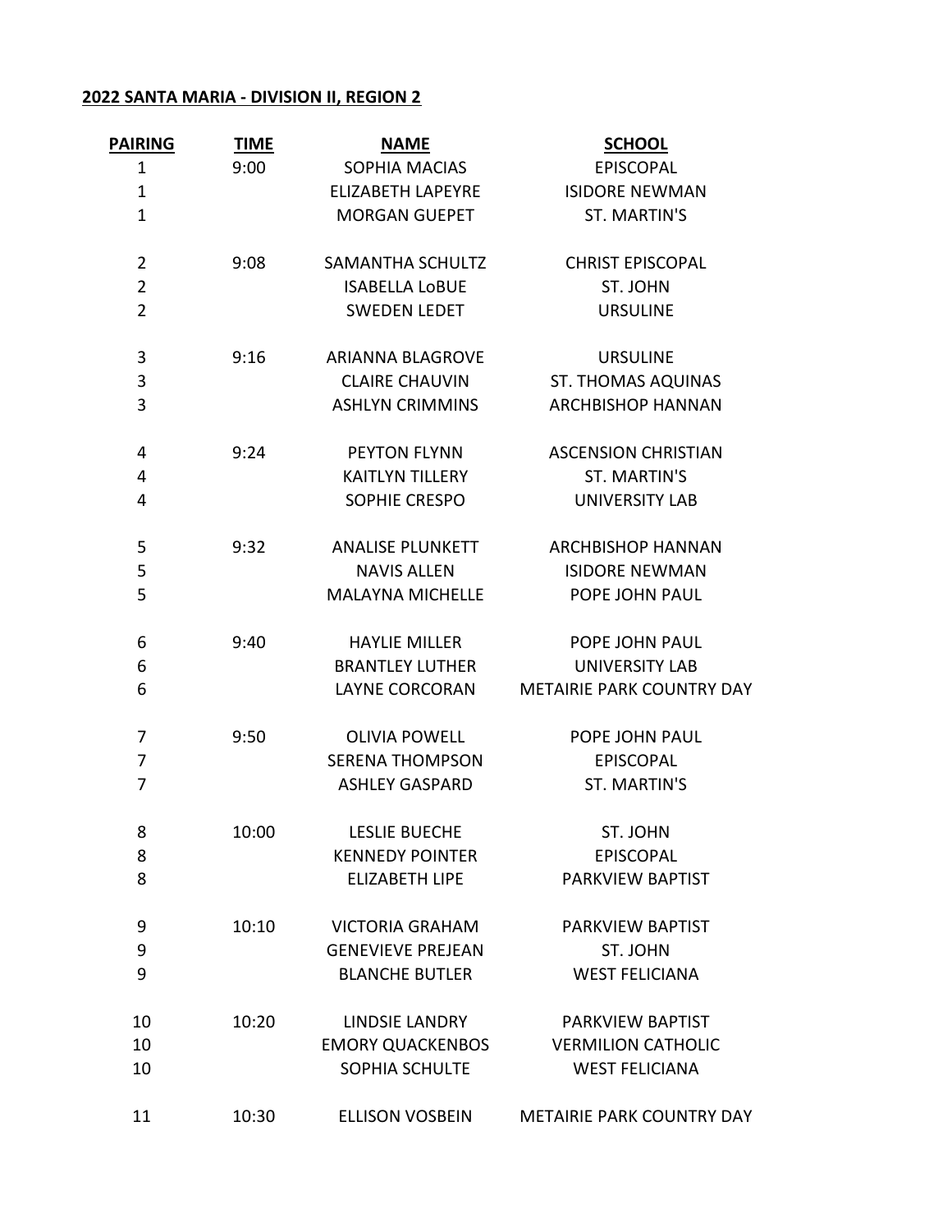**2022 SANTA MARIA - DIVISION II, REGION 2**

| PAIRING | TIME | NAME | SCHOOL |
|---|---|---|---|
| 1 | 9:00 | SOPHIA MACIAS | EPISCOPAL |
| 1 | | ELIZABETH LAPEYRE | ISIDORE NEWMAN |
| 1 | | MORGAN GUEPET | ST. MARTIN'S |
| 2 | 9:08 | SAMANTHA SCHULTZ | CHRIST EPISCOPAL |
| 2 | | ISABELLA LoBUE | ST. JOHN |
| 2 | | SWEDEN LEDET | URSULINE |
| 3 | 9:16 | ARIANNA BLAGROVE | URSULINE |
| 3 | | CLAIRE CHAUVIN | ST. THOMAS AQUINAS |
| 3 | | ASHLYN CRIMMINS | ARCHBISHOP HANNAN |
| 4 | 9:24 | PEYTON FLYNN | ASCENSION CHRISTIAN |
| 4 | | KAITLYN TILLERY | ST. MARTIN'S |
| 4 | | SOPHIE CRESPO | UNIVERSITY LAB |
| 5 | 9:32 | ANALISE PLUNKETT | ARCHBISHOP HANNAN |
| 5 | | NAVIS ALLEN | ISIDORE NEWMAN |
| 5 | | MALAYNA MICHELLE | POPE JOHN PAUL |
| 6 | 9:40 | HAYLIE MILLER | POPE JOHN PAUL |
| 6 | | BRANTLEY LUTHER | UNIVERSITY LAB |
| 6 | | LAYNE CORCORAN | METAIRIE PARK COUNTRY DAY |
| 7 | 9:50 | OLIVIA POWELL | POPE JOHN PAUL |
| 7 | | SERENA THOMPSON | EPISCOPAL |
| 7 | | ASHLEY GASPARD | ST. MARTIN'S |
| 8 | 10:00 | LESLIE BUECHE | ST. JOHN |
| 8 | | KENNEDY POINTER | EPISCOPAL |
| 8 | | ELIZABETH LIPE | PARKVIEW BAPTIST |
| 9 | 10:10 | VICTORIA GRAHAM | PARKVIEW BAPTIST |
| 9 | | GENEVIEVE PREJEAN | ST. JOHN |
| 9 | | BLANCHE BUTLER | WEST FELICIANA |
| 10 | 10:20 | LINDSIE LANDRY | PARKVIEW BAPTIST |
| 10 | | EMORY QUACKENBOS | VERMILION CATHOLIC |
| 10 | | SOPHIA SCHULTE | WEST FELICIANA |
| 11 | 10:30 | ELLISON VOSBEIN | METAIRIE PARK COUNTRY DAY |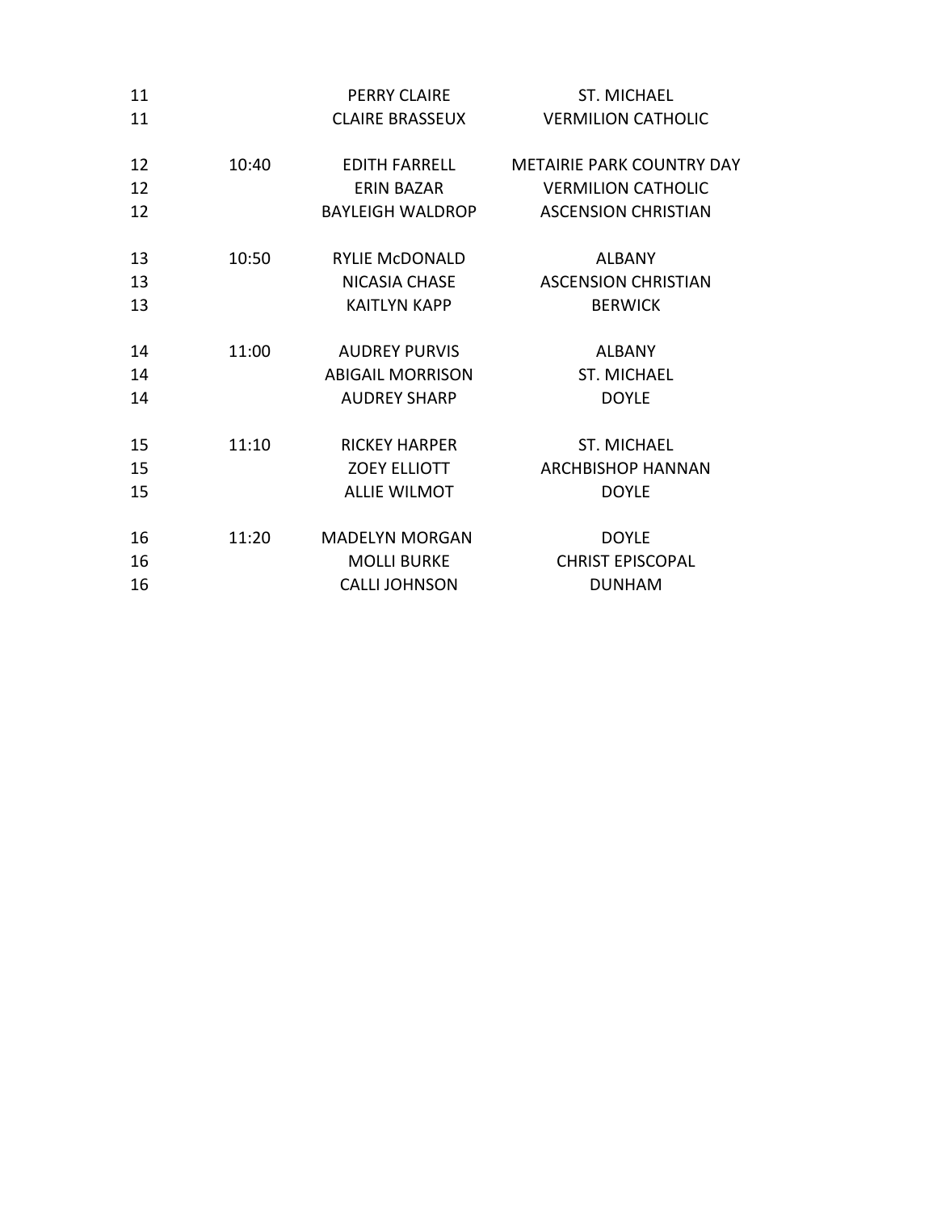| | | | |
|---|---|---|---|
| 11 | | PERRY CLAIRE | ST. MICHAEL |
| 11 | | CLAIRE BRASSEUX | VERMILION CATHOLIC |
| | | | |
| 12 | 10:40 | EDITH FARRELL | METAIRIE PARK COUNTRY DAY |
| 12 | | ERIN BAZAR | VERMILION CATHOLIC |
| 12 | | BAYLEIGH WALDROP | ASCENSION CHRISTIAN |
| | | | |
| 13 | 10:50 | RYLIE McDONALD | ALBANY |
| 13 | | NICASIA CHASE | ASCENSION CHRISTIAN |
| 13 | | KAITLYN KAPP | BERWICK |
| | | | |
| 14 | 11:00 | AUDREY PURVIS | ALBANY |
| 14 | | ABIGAIL MORRISON | ST. MICHAEL |
| 14 | | AUDREY SHARP | DOYLE |
| | | | |
| 15 | 11:10 | RICKEY HARPER | ST. MICHAEL |
| 15 | | ZOEY ELLIOTT | ARCHBISHOP HANNAN |
| 15 | | ALLIE WILMOT | DOYLE |
| | | | |
| 16 | 11:20 | MADELYN MORGAN | DOYLE |
| 16 | | MOLLI BURKE | CHRIST EPISCOPAL |
| 16 | | CALLI JOHNSON | DUNHAM |